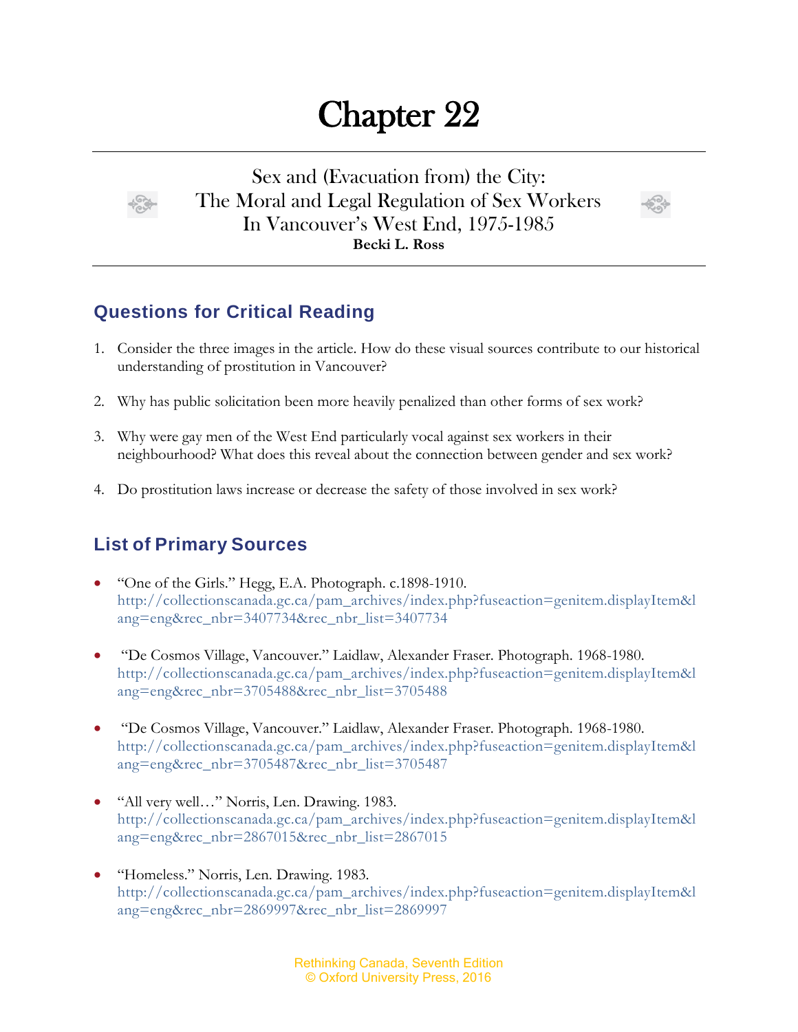# Chapter 22

## Sex and (Evacuation from) the City: The Moral and Legal Regulation of Sex Workers In Vancouver's West End, 1975-1985

**Becki L. Ross**

## Questions for Critical Reading

1. Consider the three images in the article. How do these visual sources contribute to our historical understanding of prostitution in Vancouver?

2. Why has public solicitation been more heavily penalized than other forms of sex work?

3. Why were gay men of the West End particularly vocal against sex workers in their neighbourhood? What does this reveal about the connection between gender and sex work?

4. Do prostitution laws increase or decrease the safety of those involved in sex work?

## List of Primary Sources

- "One of the Girls." Hegg, E.A. Photograph. c.1898-1910. http://collectionscanada.gc.ca/pam_archives/index.php?fuseaction=genitem.displayItem&lang=eng&rec_nbr=3407734&rec_nbr_list=3407734

- "De Cosmos Village, Vancouver." Laidlaw, Alexander Fraser. Photograph. 1968-1980. http://collectionscanada.gc.ca/pam_archives/index.php?fuseaction=genitem.displayItem&lang=eng&rec_nbr=3705488&rec_nbr_list=3705488

- "De Cosmos Village, Vancouver." Laidlaw, Alexander Fraser. Photograph. 1968-1980. http://collectionscanada.gc.ca/pam_archives/index.php?fuseaction=genitem.displayItem&lang=eng&rec_nbr=3705487&rec_nbr_list=3705487

- "All very well…" Norris, Len. Drawing. 1983. http://collectionscanada.gc.ca/pam_archives/index.php?fuseaction=genitem.displayItem&lang=eng&rec_nbr=2867015&rec_nbr_list=2867015

- "Homeless." Norris, Len. Drawing. 1983. http://collectionscanada.gc.ca/pam_archives/index.php?fuseaction=genitem.displayItem&lang=eng&rec_nbr=2869997&rec_nbr_list=2869997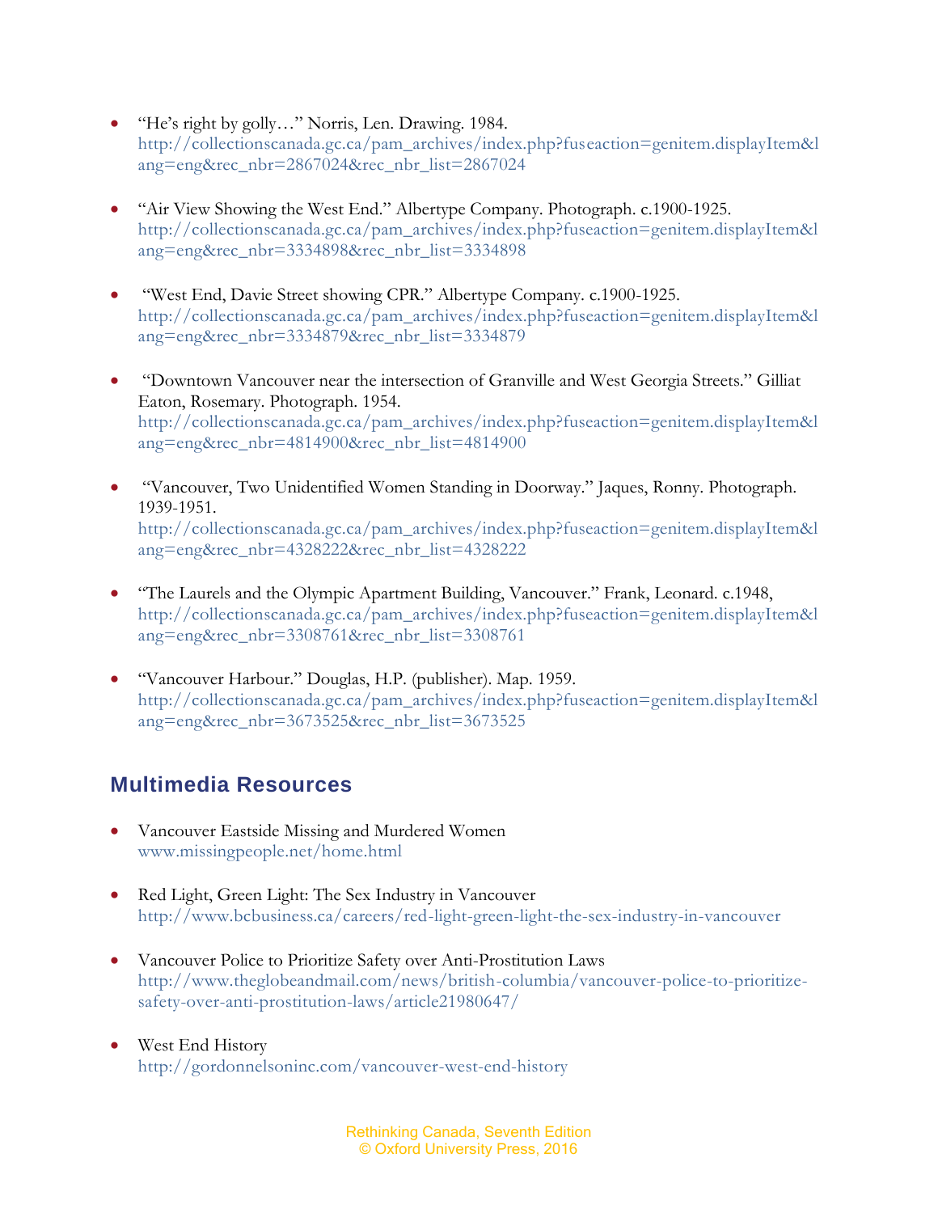- “He’s right by golly…” Norris, Len. Drawing. 1984. http://collectionscanada.gc.ca/pam_archives/index.php?fuseaction=genitem.displayItem&lang=eng&rec_nbr=2867024&rec_nbr_list=2867024

- “Air View Showing the West End.” Albertype Company. Photograph. c.1900-1925. http://collectionscanada.gc.ca/pam_archives/index.php?fuseaction=genitem.displayItem&lang=eng&rec_nbr=3334898&rec_nbr_list=3334898

- “West End, Davie Street showing CPR.” Albertype Company. c.1900-1925. http://collectionscanada.gc.ca/pam_archives/index.php?fuseaction=genitem.displayItem&lang=eng&rec_nbr=3334879&rec_nbr_list=3334879

- “Downtown Vancouver near the intersection of Granville and West Georgia Streets.” Gilliat Eaton, Rosemary. Photograph. 1954. http://collectionscanada.gc.ca/pam_archives/index.php?fuseaction=genitem.displayItem&lang=eng&rec_nbr=4814900&rec_nbr_list=4814900

- “Vancouver, Two Unidentified Women Standing in Doorway.” Jaques, Ronny. Photograph. 1939-1951. http://collectionscanada.gc.ca/pam_archives/index.php?fuseaction=genitem.displayItem&lang=eng&rec_nbr=4328222&rec_nbr_list=4328222

- “The Laurels and the Olympic Apartment Building, Vancouver.” Frank, Leonard. c.1948, http://collectionscanada.gc.ca/pam_archives/index.php?fuseaction=genitem.displayItem&lang=eng&rec_nbr=3308761&rec_nbr_list=3308761

- “Vancouver Harbour.” Douglas, H.P. (publisher). Map. 1959. http://collectionscanada.gc.ca/pam_archives/index.php?fuseaction=genitem.displayItem&lang=eng&rec_nbr=3673525&rec_nbr_list=3673525

## Multimedia Resources

- Vancouver Eastside Missing and Murdered Women
  www.missingpeople.net/home.html

- Red Light, Green Light: The Sex Industry in Vancouver
  http://www.bcbusiness.ca/careers/red-light-green-light-the-sex-industry-in-vancouver

- Vancouver Police to Prioritize Safety over Anti-Prostitution Laws
  http://www.theglobeandmail.com/news/british-columbia/vancouver-police-to-prioritize-safety-over-anti-prostitution-laws/article21980647/

- West End History
  http://gordonnelsoninc.com/vancouver-west-end-history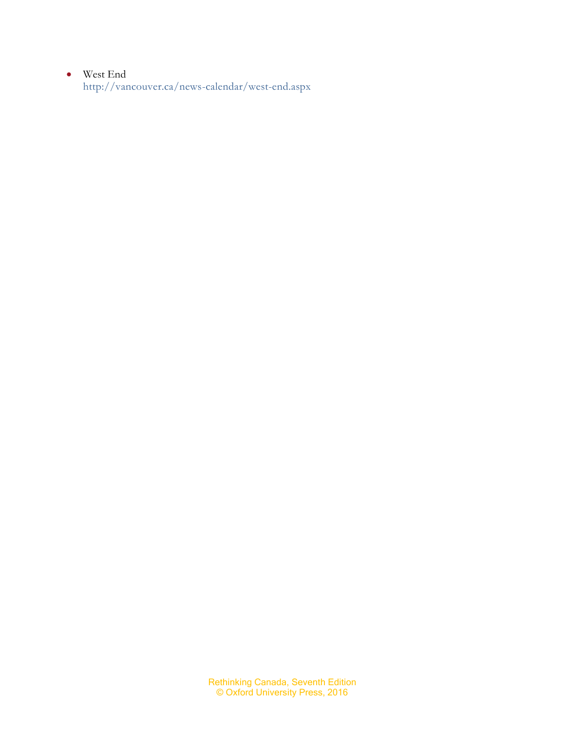- West End
  http://vancouver.ca/news-calendar/west-end.aspx